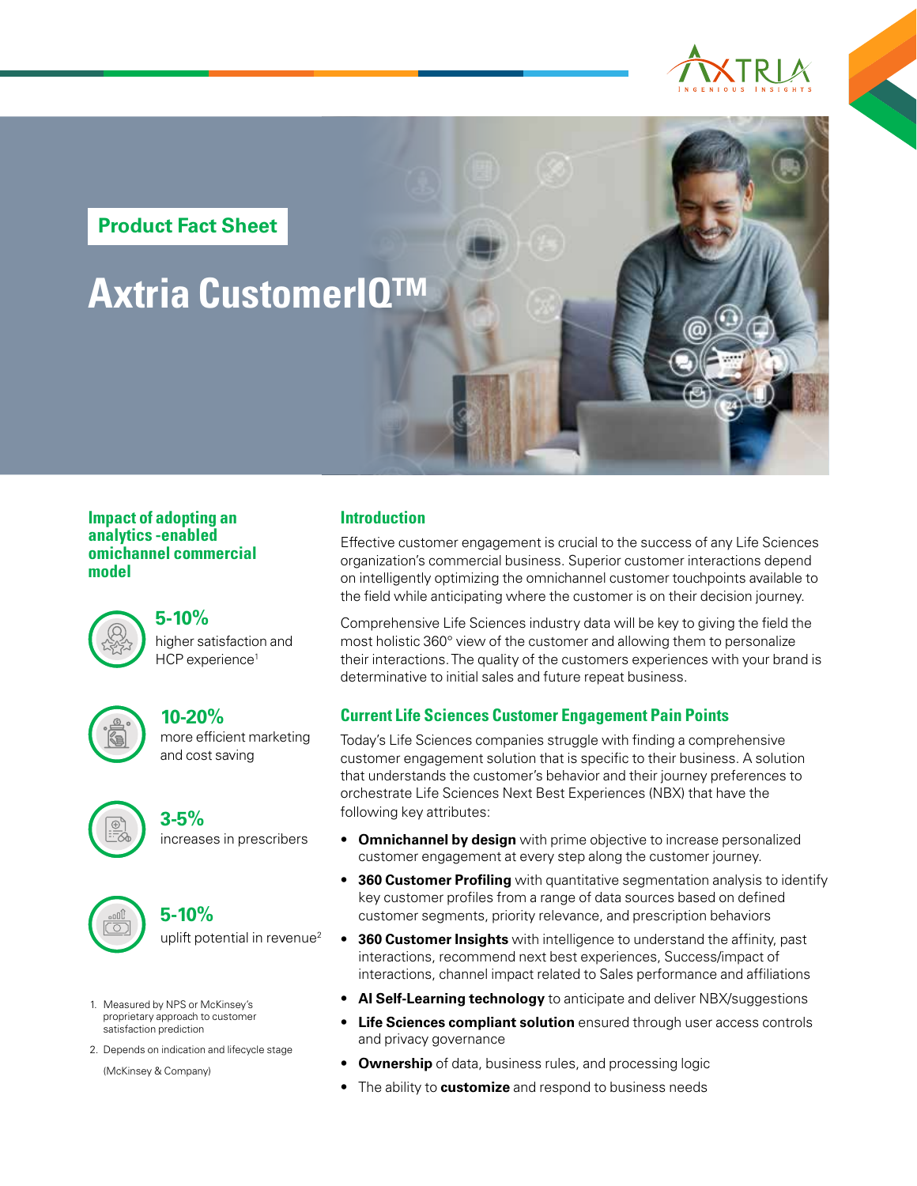Product Fact Sheet

# Axtria CustomerIQ™

### Impact of adopting an analytics -enabled omichannel commercial model

**5-10%**
higher satisfaction and HCP experience[1]

**10-20%**
more efficient marketing and cost saving

**3-5%**
increases in prescribers

**5-10%**
uplift potential in revenue[2]

1. Measured by NPS or McKinsey's proprietary approach to customer satisfaction prediction
2. Depends on indication and lifecycle stage

(McKinsey & Company)

## Introduction

Effective customer engagement is crucial to the success of any Life Sciences organization's commercial business. Superior customer interactions depend on intelligently optimizing the omnichannel customer touchpoints available to the field while anticipating where the customer is on their decision journey.

Comprehensive Life Sciences industry data will be key to giving the field the most holistic 360° view of the customer and allowing them to personalize their interactions. The quality of the customers experiences with your brand is determinative to initial sales and future repeat business.

## Current Life Sciences Customer Engagement Pain Points

Today's Life Sciences companies struggle with finding a comprehensive customer engagement solution that is specific to their business. A solution that understands the customer's behavior and their journey preferences to orchestrate Life Sciences Next Best Experiences (NBX) that have the following key attributes:

- **Omnichannel by design** with prime objective to increase personalized customer engagement at every step along the customer journey.
- **360 Customer Profiling** with quantitative segmentation analysis to identify key customer profiles from a range of data sources based on defined customer segments, priority relevance, and prescription behaviors
- **360 Customer Insights** with intelligence to understand the affinity, past interactions, recommend next best experiences, Success/impact of interactions, channel impact related to Sales performance and affiliations
- **AI Self-Learning technology** to anticipate and deliver NBX/suggestions
- **Life Sciences compliant solution** ensured through user access controls and privacy governance
- **Ownership** of data, business rules, and processing logic
- The ability to **customize** and respond to business needs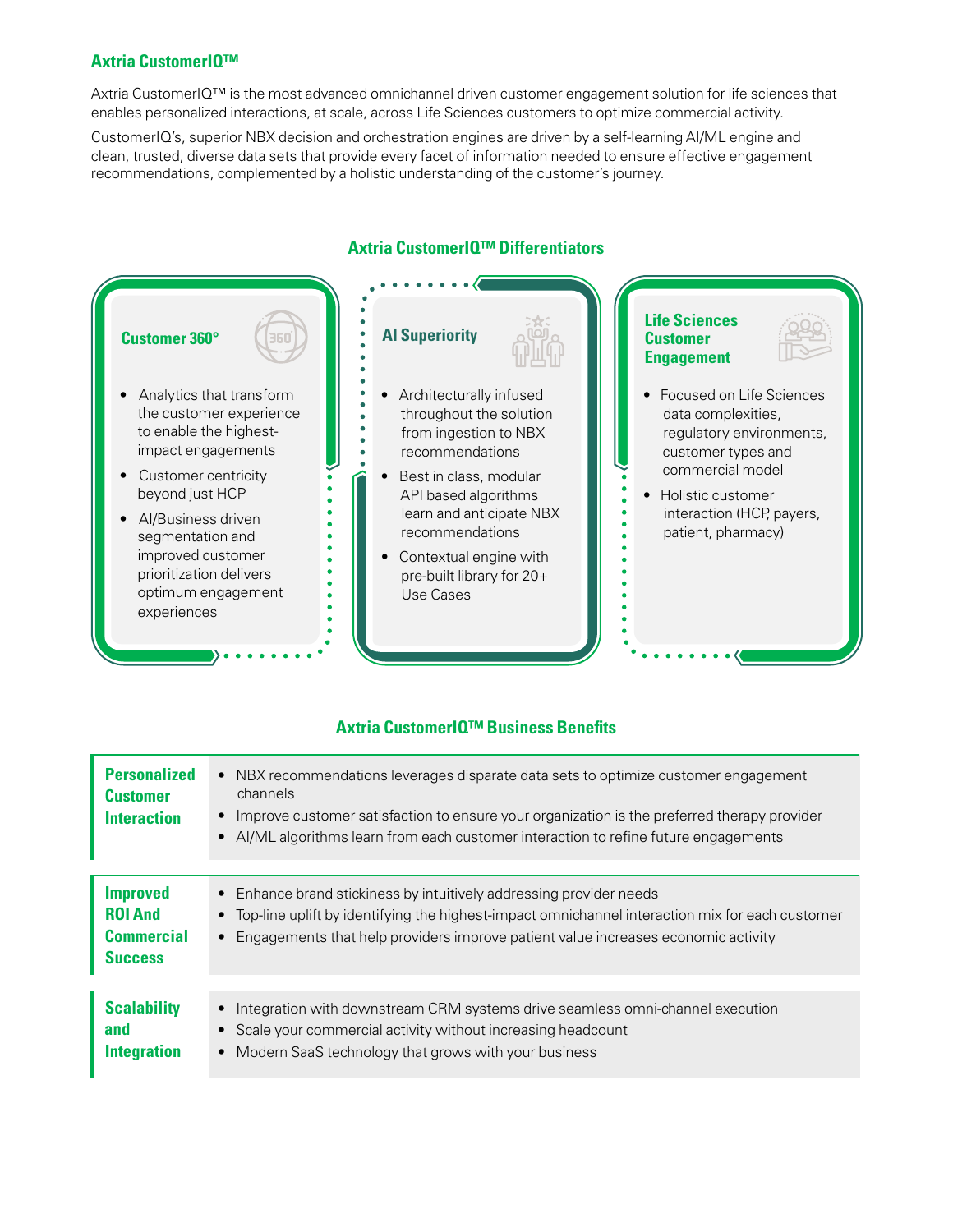## Axtria CustomerIQ™

Axtria CustomerIQ™ is the most advanced omnichannel driven customer engagement solution for life sciences that enables personalized interactions, at scale, across Life Sciences customers to optimize commercial activity.

CustomerIQ's, superior NBX decision and orchestration engines are driven by a self-learning AI/ML engine and clean, trusted, diverse data sets that provide every facet of information needed to ensure effective engagement recommendations, complemented by a holistic understanding of the customer's journey.

### Axtria CustomerIQ™ Differentiators

#### Customer 360°

- Analytics that transform the customer experience to enable the highest-impact engagements
- Customer centricity beyond just HCP
- AI/Business driven segmentation and improved customer prioritization delivers optimum engagement experiences

#### AI Superiority

- Architecturally infused throughout the solution from ingestion to NBX recommendations
- Best in class, modular API based algorithms learn and anticipate NBX recommendations
- Contextual engine with pre-built library for 20+ Use Cases

#### Life Sciences Customer Engagement

- Focused on Life Sciences data complexities, regulatory environments, customer types and commercial model
- Holistic customer interaction (HCP, payers, patient, pharmacy)

### Axtria CustomerIQ™ Business Benefits

| Benefit | Details |
| --- | --- |
| **Personalized Customer Interaction** | • NBX recommendations leverages disparate data sets to optimize customer engagement channels<br>• Improve customer satisfaction to ensure your organization is the preferred therapy provider<br>• AI/ML algorithms learn from each customer interaction to refine future engagements |
| **Improved ROI And Commercial Success** | • Enhance brand stickiness by intuitively addressing provider needs<br>• Top-line uplift by identifying the highest-impact omnichannel interaction mix for each customer<br>• Engagements that help providers improve patient value increases economic activity |
| **Scalability and Integration** | • Integration with downstream CRM systems drive seamless omni-channel execution<br>• Scale your commercial activity without increasing headcount<br>• Modern SaaS technology that grows with your business |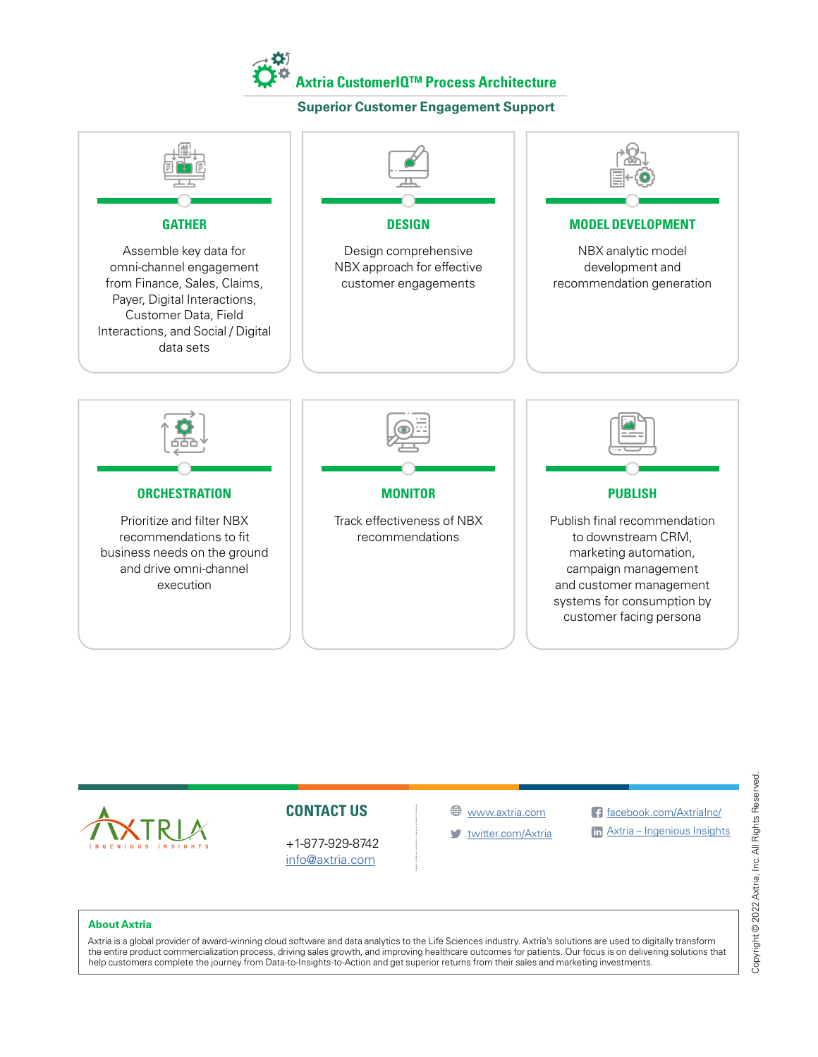## Axtria CustomerIQ™ Process Architecture

### Superior Customer Engagement Support

#### GATHER

Assemble key data for omni-channel engagement from Finance, Sales, Claims, Payer, Digital Interactions, Customer Data, Field Interactions, and Social / Digital data sets

#### DESIGN

Design comprehensive NBX approach for effective customer engagements

#### MODEL DEVELOPMENT

NBX analytic model development and recommendation generation

#### ORCHESTRATION

Prioritize and filter NBX recommendations to fit business needs on the ground and drive omni-channel execution

#### MONITOR

Track effectiveness of NBX recommendations

#### PUBLISH

Publish final recommendation to downstream CRM, marketing automation, campaign management and customer management systems for consumption by customer facing persona

AXTRIA
INGENIOUS INSIGHTS

**CONTACT US**

+1-877-929-8742
info@axtria.com

www.axtria.com
twitter.com/Axtria
facebook.com/AxtriaInc/
Axtria – Ingenious Insights

**About Axtria**

Axtria is a global provider of award-winning cloud software and data analytics to the Life Sciences industry. Axtria's solutions are used to digitally transform the entire product commercialization process, driving sales growth, and improving healthcare outcomes for patients. Our focus is on delivering solutions that help customers complete the journey from Data-to-Insights-to-Action and get superior returns from their sales and marketing investments.

Copyright © 2022 Axtria, Inc. All Rights Reserved.